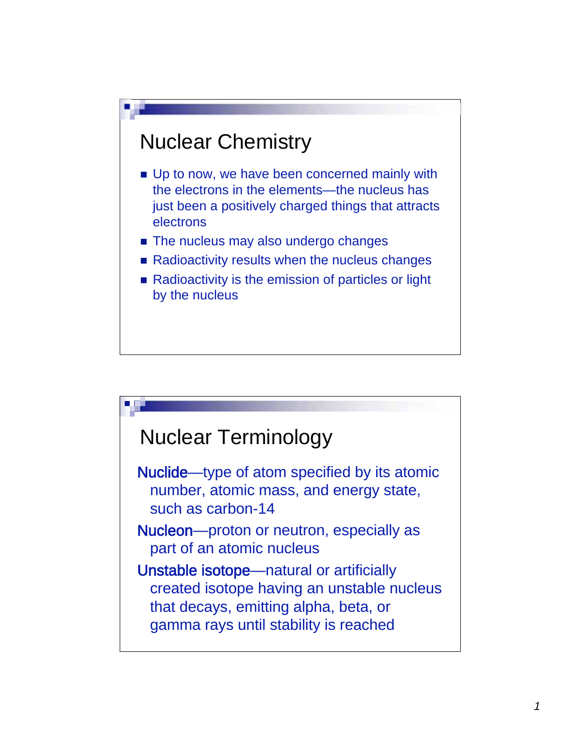## Nuclear Chemistry

- Up to now, we have been concerned mainly with the electrons in the elements—the nucleus has just been a positively charged things that attracts electrons
- The nucleus may also undergo changes
- Radioactivity results when the nucleus changes
- Radioactivity is the emission of particles or light by the nucleus

## Nuclear Terminology

Nuclide—type of atom specified by its atomic number, atomic mass, and energy state, such as carbon-14

Nucleon—proton or neutron, especially as part of an atomic nucleus

Unstable isotope—natural or artificially created isotope having an unstable nucleus that decays, emitting alpha, beta, or gamma rays until stability is reached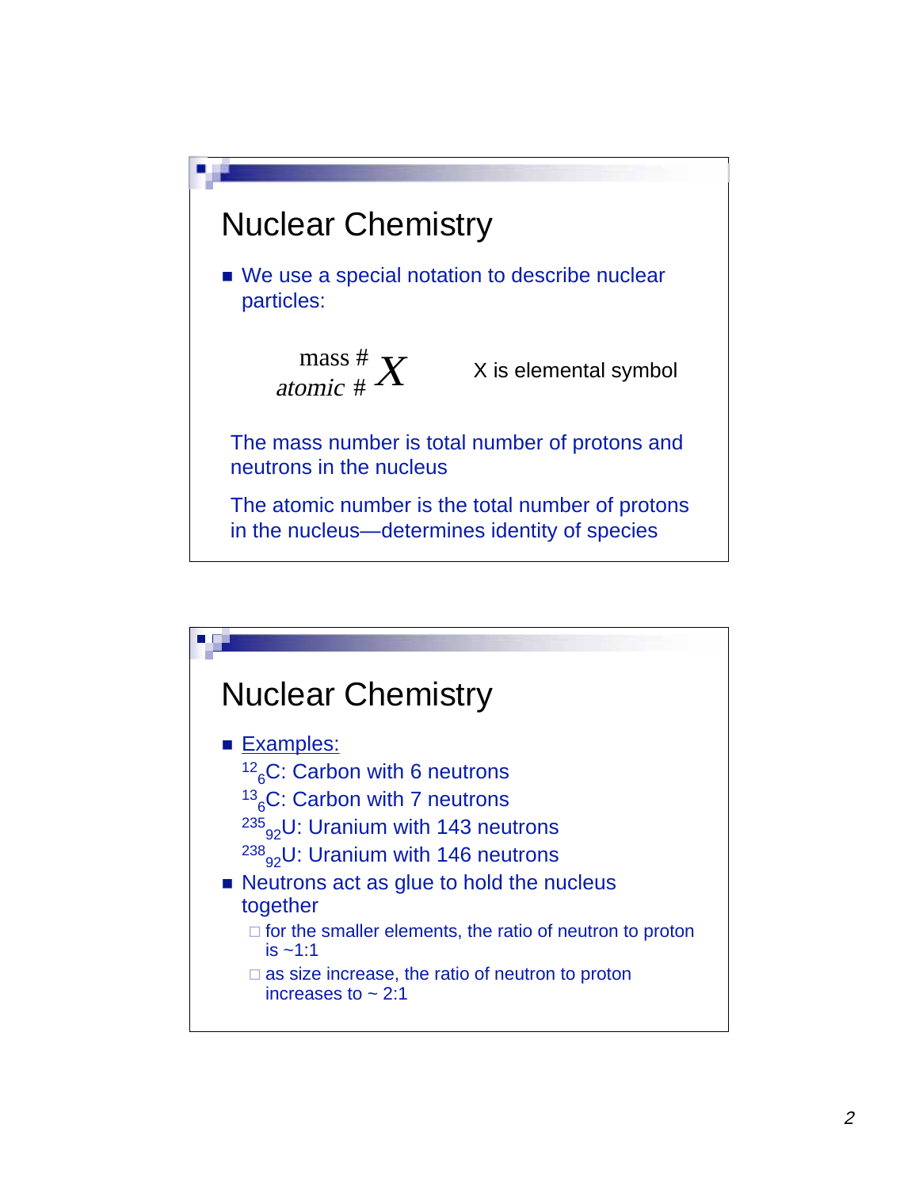## Nuclear Chemistry

- We use a special notation to describe nuclear particles:

$$^{\text{mass \#}}_{\textit{atomic \#}}X$$

X is elemental symbol

The mass number is total number of protons and neutrons in the nucleus

The atomic number is the total number of protons in the nucleus—determines identity of species

## Nuclear Chemistry

- Examples:
  - $^{12}_{6}C$: Carbon with 6 neutrons
  - $^{13}_{6}C$: Carbon with 7 neutrons
  - $^{235}_{92}U$: Uranium with 143 neutrons
  - $^{238}_{92}U$: Uranium with 146 neutrons
- Neutrons act as glue to hold the nucleus together
  - for the smaller elements, the ratio of neutron to proton is ~1:1
  - as size increase, the ratio of neutron to proton increases to ~ 2:1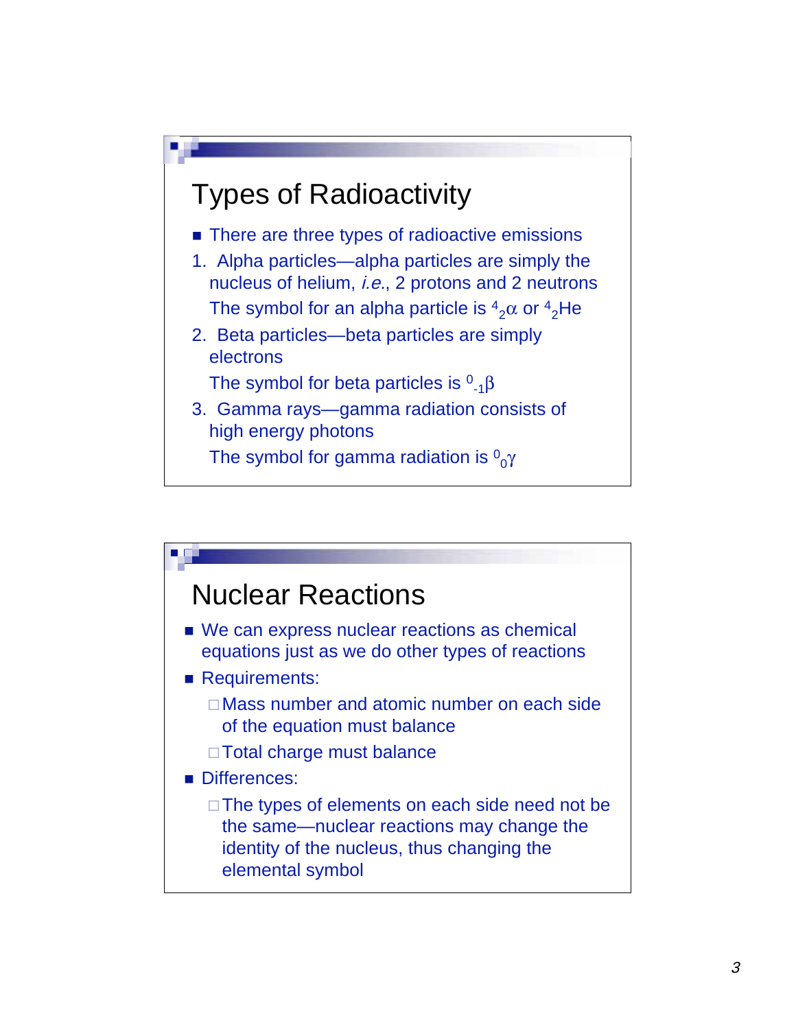## Types of Radioactivity

- There are three types of radioactive emissions

1. Alpha particles—alpha particles are simply the nucleus of helium, *i.e.*, 2 protons and 2 neutrons

   The symbol for an alpha particle is ${}^{4}_{2}\alpha$ or ${}^{4}_{2}He$

2. Beta particles—beta particles are simply electrons

   The symbol for beta particles is ${}^{0}_{-1}\beta$

3. Gamma rays—gamma radiation consists of high energy photons

   The symbol for gamma radiation is ${}^{0}_{0}\gamma$

## Nuclear Reactions

- We can express nuclear reactions as chemical equations just as we do other types of reactions
- Requirements:
  - Mass number and atomic number on each side of the equation must balance
  - Total charge must balance
- Differences:
  - The types of elements on each side need not be the same—nuclear reactions may change the identity of the nucleus, thus changing the elemental symbol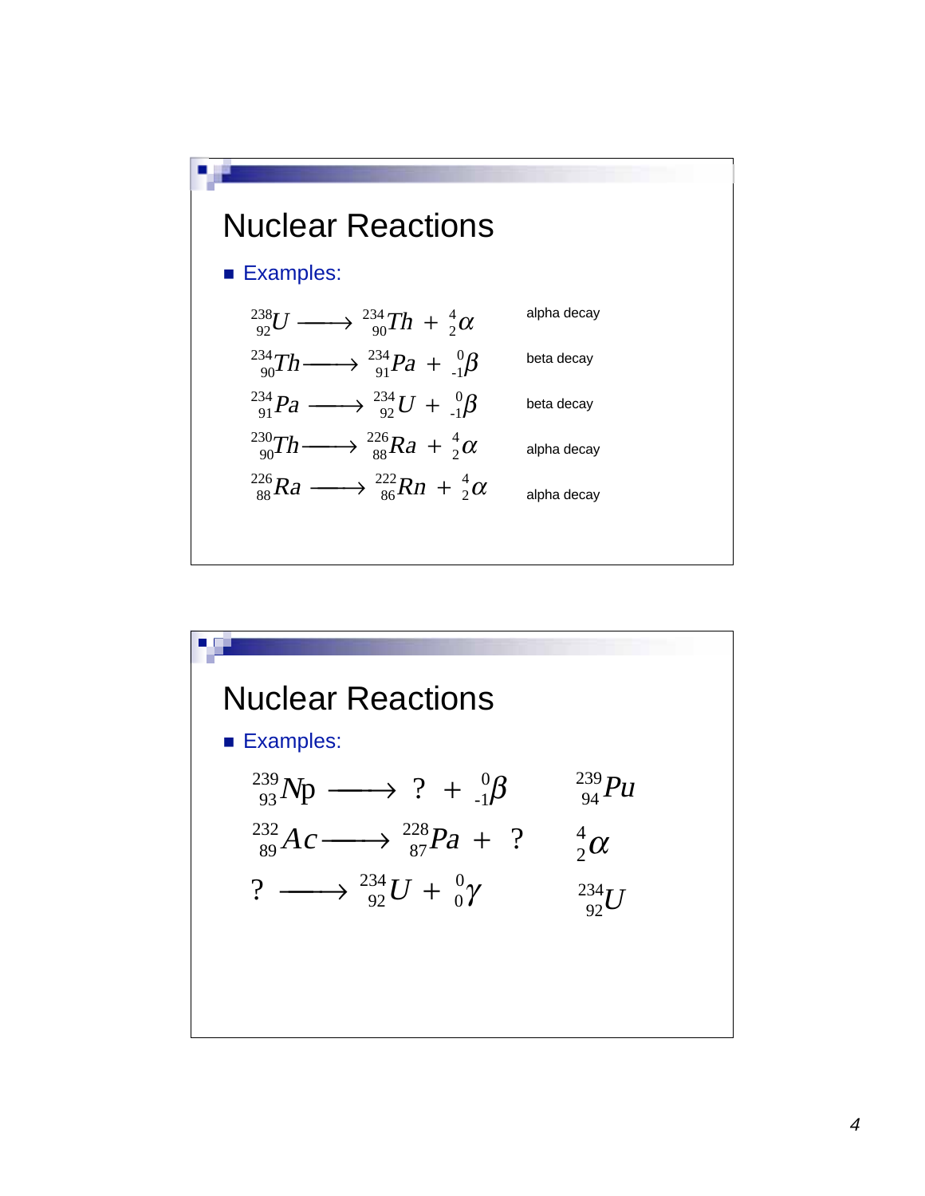## Nuclear Reactions

- Examples:

| | |
|---|---|
| $^{238}_{92}U \longrightarrow {}^{234}_{90}Th + {}^{4}_{2}\alpha$ | alpha decay |
| $^{234}_{90}Th \longrightarrow {}^{234}_{91}Pa + {}^{0}_{-1}\beta$ | beta decay |
| $^{234}_{91}Pa \longrightarrow {}^{234}_{92}U + {}^{0}_{-1}\beta$ | beta decay |
| $^{230}_{90}Th \longrightarrow {}^{226}_{88}Ra + {}^{4}_{2}\alpha$ | alpha decay |
| $^{226}_{88}Ra \longrightarrow {}^{222}_{86}Rn + {}^{4}_{2}\alpha$ | alpha decay |

## Nuclear Reactions

- Examples:

| | |
|---|---|
| $^{239}_{93}Np \longrightarrow ? + {}^{0}_{-1}\beta$ | $^{239}_{94}Pu$ |
| $^{232}_{89}Ac \longrightarrow {}^{228}_{87}Pa + ?$ | $^{4}_{2}\alpha$ |
| $? \longrightarrow {}^{234}_{92}U + {}^{0}_{0}\gamma$ | $^{234}_{92}U$ |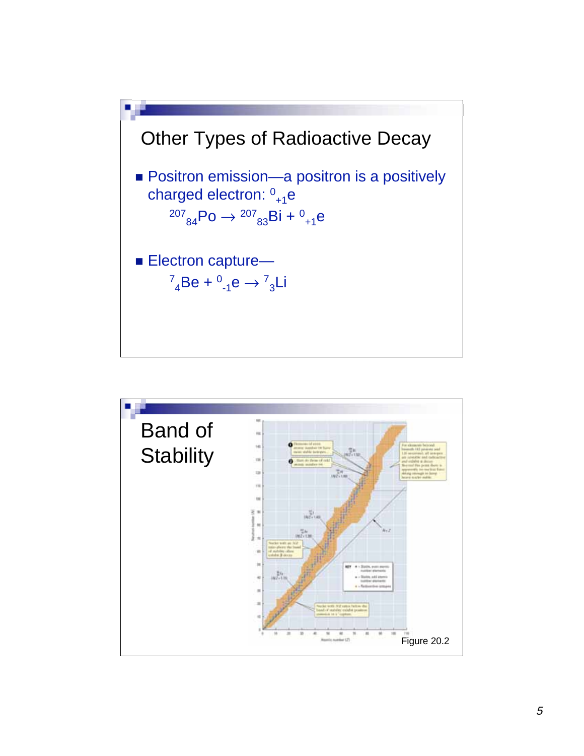## Other Types of Radioactive Decay

- Positron emission—a positron is a positively charged electron: ${}^{0}_{+1}e$

  $${}^{207}_{84}Po \rightarrow {}^{207}_{83}Bi + {}^{0}_{+1}e$$

- Electron capture—

  $${}^{7}_{4}Be + {}^{0}_{-1}e \rightarrow {}^{7}_{3}Li$$

## Band of Stability

Figure 20.2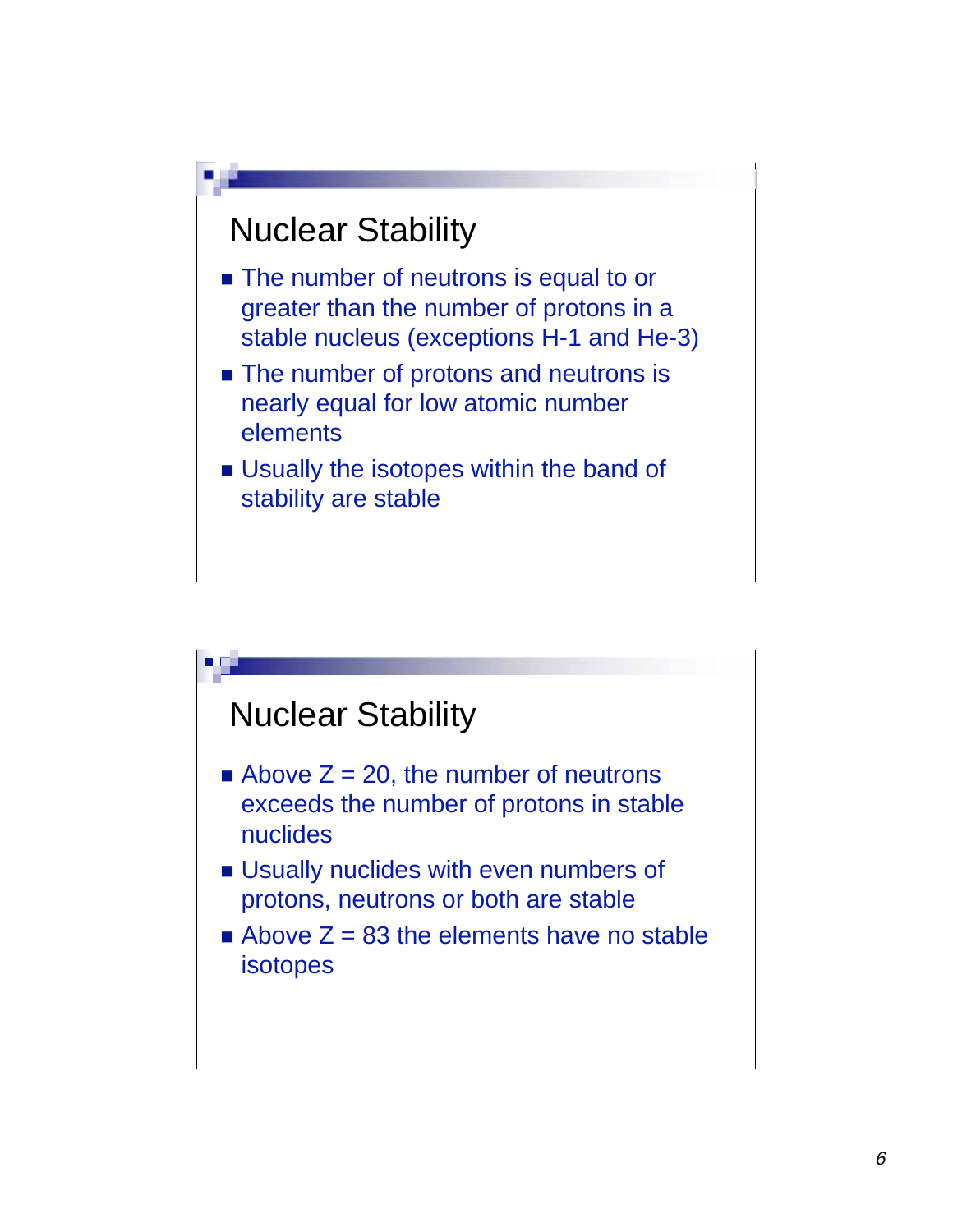## Nuclear Stability

- The number of neutrons is equal to or greater than the number of protons in a stable nucleus (exceptions H-1 and He-3)
- The number of protons and neutrons is nearly equal for low atomic number elements
- Usually the isotopes within the band of stability are stable

## Nuclear Stability

- Above $Z = 20$, the number of neutrons exceeds the number of protons in stable nuclides
- Usually nuclides with even numbers of protons, neutrons or both are stable
- Above $Z = 83$ the elements have no stable isotopes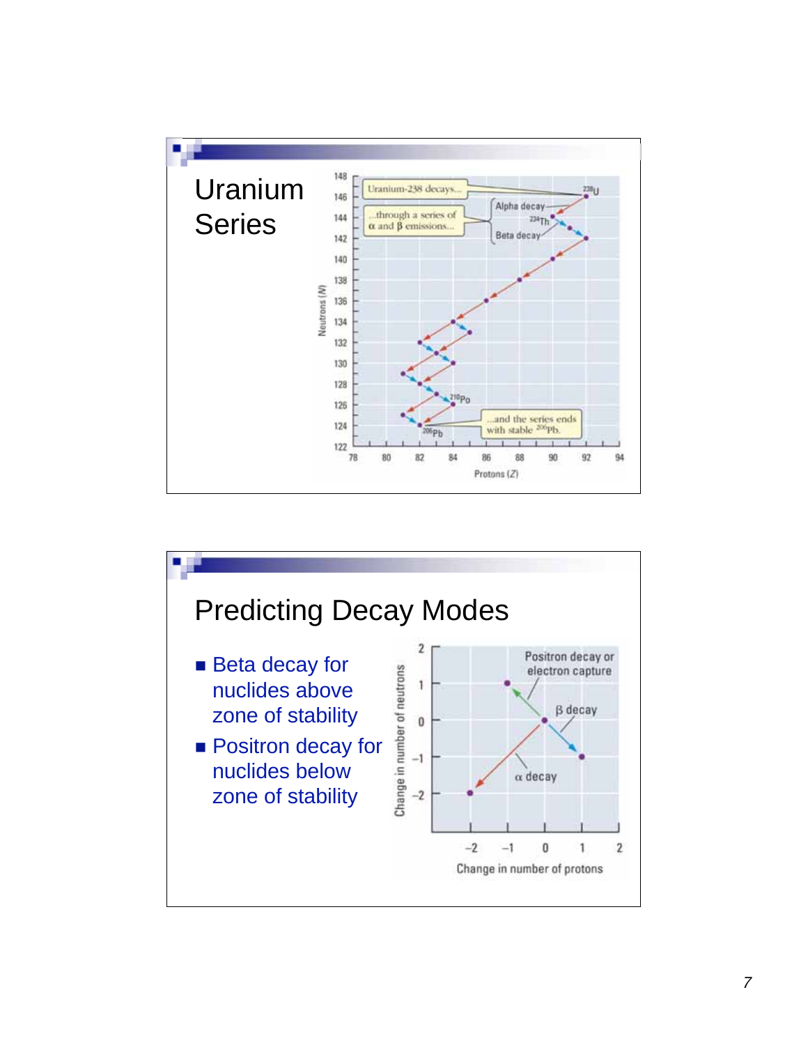# Uranium Series

# Predicting Decay Modes

- Beta decay for nuclides above zone of stability
- Positron decay for nuclides below zone of stability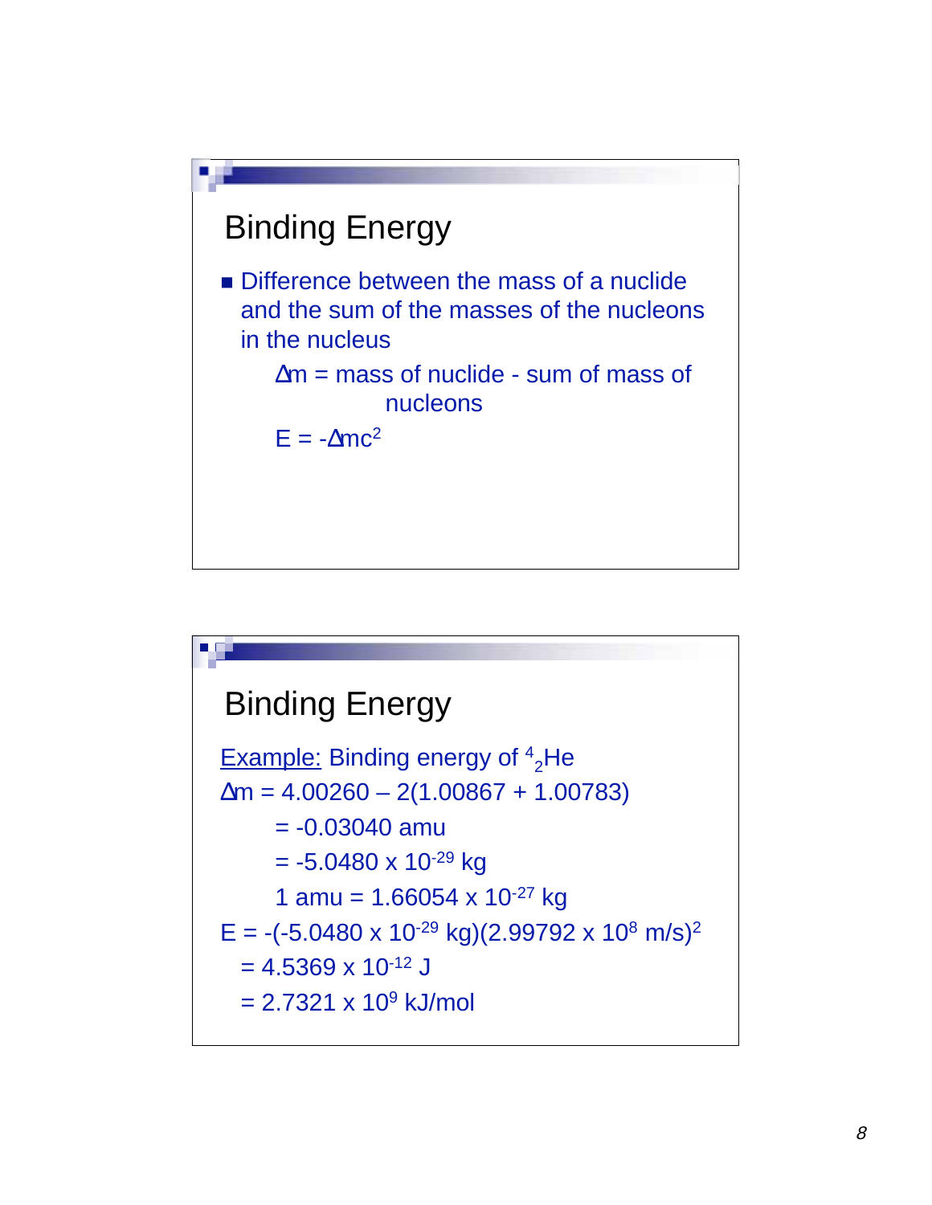## Binding Energy

- Difference between the mass of a nuclide and the sum of the masses of the nucleons in the nucleus

  $\Delta m$ = mass of nuclide - sum of mass of nucleons

  $E = -\Delta mc^2$

## Binding Energy

<u>Example:</u> Binding energy of ${}^{4}_{2}He$

$\Delta m = 4.00260 – 2(1.00867 + 1.00783)$

$= -0.03040$ amu

$= -5.0480 \times 10^{-29}$ kg

1 amu $= 1.66054 \times 10^{-27}$ kg

$E = -(-5.0480 \times 10^{-29}\text{ kg})(2.99792 \times 10^{8}\text{ m/s})^2$

$= 4.5369 \times 10^{-12}$ J

$= 2.7321 \times 10^{9}$ kJ/mol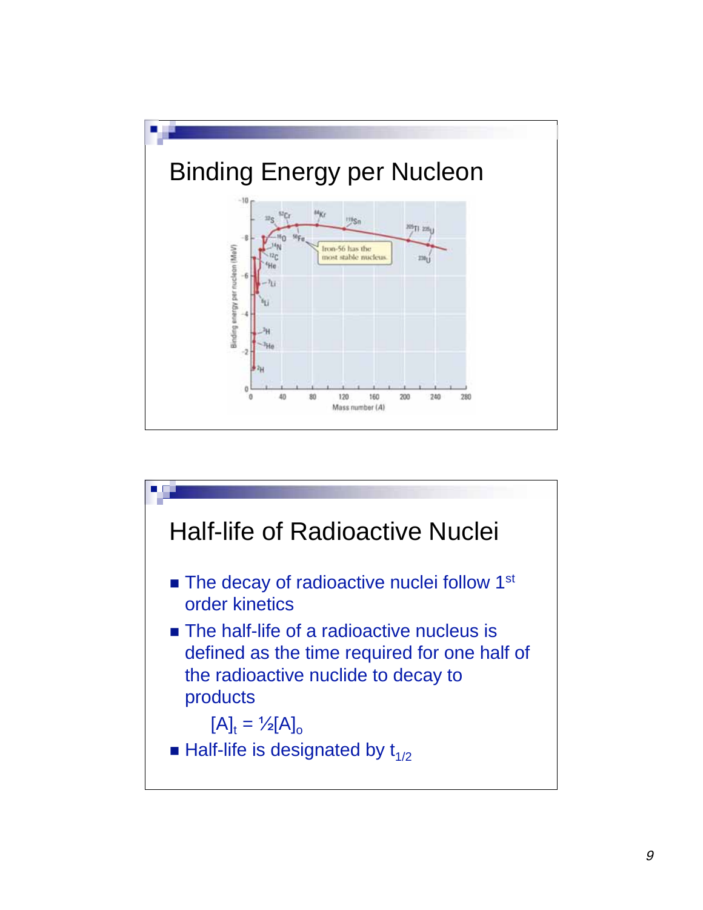## Binding Energy per Nucleon

## Half-life of Radioactive Nuclei

- The decay of radioactive nuclei follow 1st order kinetics
- The half-life of a radioactive nucleus is defined as the time required for one half of the radioactive nuclide to decay to products

  $[A]_t = \frac{1}{2}[A]_o$

- Half-life is designated by $t_{1/2}$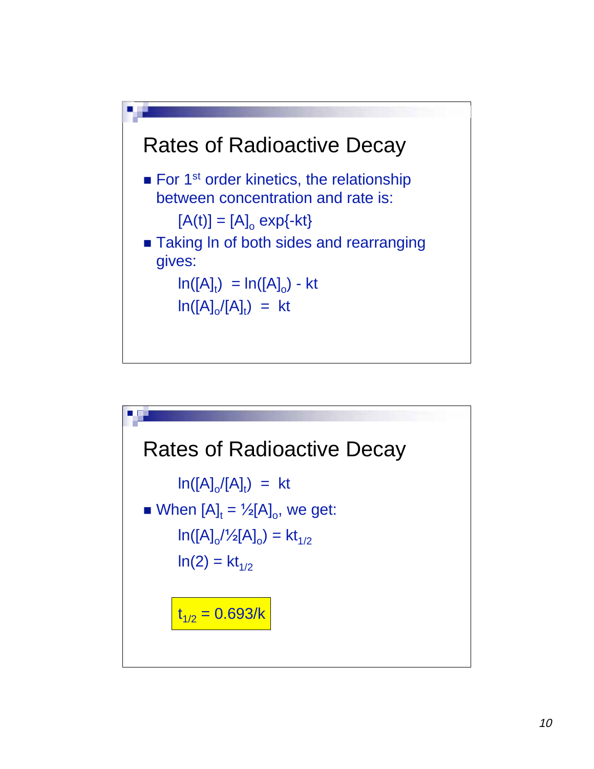## Rates of Radioactive Decay

- For 1st order kinetics, the relationship between concentration and rate is:

$$[A(t)] = [A]_o \exp\{-kt\}$$

- Taking ln of both sides and rearranging gives:

$$\ln([A]_t) = \ln([A]_o) - kt$$

$$\ln([A]_o/[A]_t) = kt$$

## Rates of Radioactive Decay

$$\ln([A]_o/[A]_t) = kt$$

- When $[A]_t = \frac{1}{2}[A]_o$, we get:

$$\ln([A]_o/\tfrac{1}{2}[A]_o) = kt_{1/2}$$

$$\ln(2) = kt_{1/2}$$

$$t_{1/2} = 0.693/k$$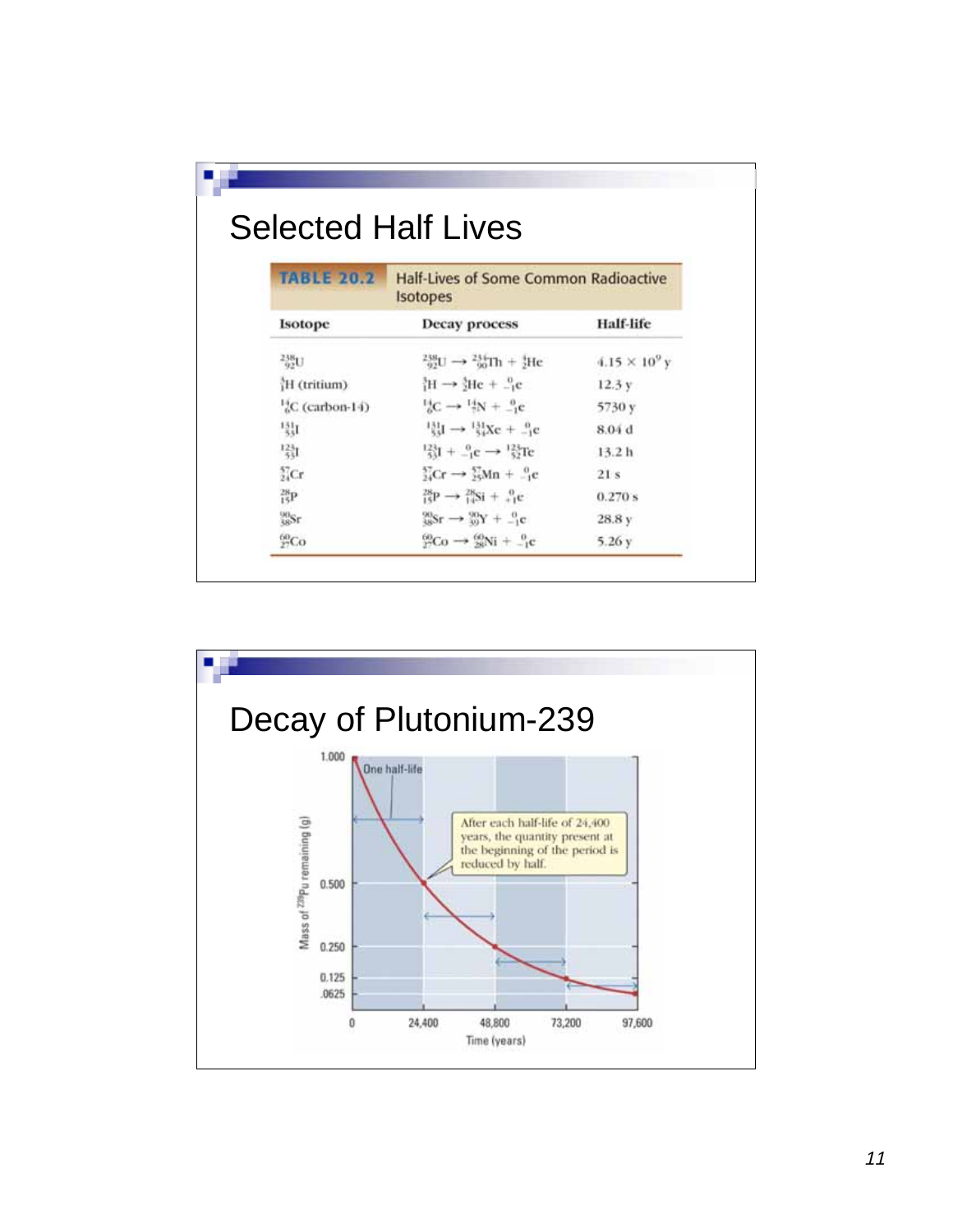# Selected Half Lives

**TABLE 20.2** Half-Lives of Some Common Radioactive Isotopes

| Isotope | Decay process | Half-life |
|---|---|---|
| $^{238}_{92}U$ | $^{238}_{92}U \rightarrow ^{234}_{90}Th + ^{4}_{2}He$ | $4.15 \times 10^9$ y |
| $^{3}_{1}H$ (tritium) | $^{3}_{1}H \rightarrow ^{3}_{2}He + ^{0}_{-1}e$ | 12.3 y |
| $^{14}_{6}C$ (carbon-14) | $^{14}_{6}C \rightarrow ^{14}_{7}N + ^{0}_{-1}e$ | 5730 y |
| $^{131}_{53}I$ | $^{131}_{53}I \rightarrow ^{131}_{54}Xe + ^{0}_{-1}e$ | 8.04 d |
| $^{123}_{53}I$ | $^{123}_{53}I + ^{0}_{-1}e \rightarrow ^{123}_{52}Te$ | 13.2 h |
| $^{57}_{24}Cr$ | $^{57}_{24}Cr \rightarrow ^{57}_{25}Mn + ^{0}_{-1}e$ | 21 s |
| $^{28}_{15}P$ | $^{28}_{15}P \rightarrow ^{28}_{14}Si + ^{0}_{+1}e$ | 0.270 s |
| $^{90}_{38}Sr$ | $^{90}_{38}Sr \rightarrow ^{90}_{39}Y + ^{0}_{-1}e$ | 28.8 y |
| $^{60}_{27}Co$ | $^{60}_{27}Co \rightarrow ^{60}_{28}Ni + ^{0}_{-1}e$ | 5.26 y |

# Decay of Plutonium-239

Mass of $^{239}Pu$ remaining (g) vs. Time (years): 1.000 at 0; 0.500 at 24,400; 0.250 at 48,800; 0.125 at 73,200; .0625 at 97,600.

One half-life

After each half-life of 24,400 years, the quantity present at the beginning of the period is reduced by half.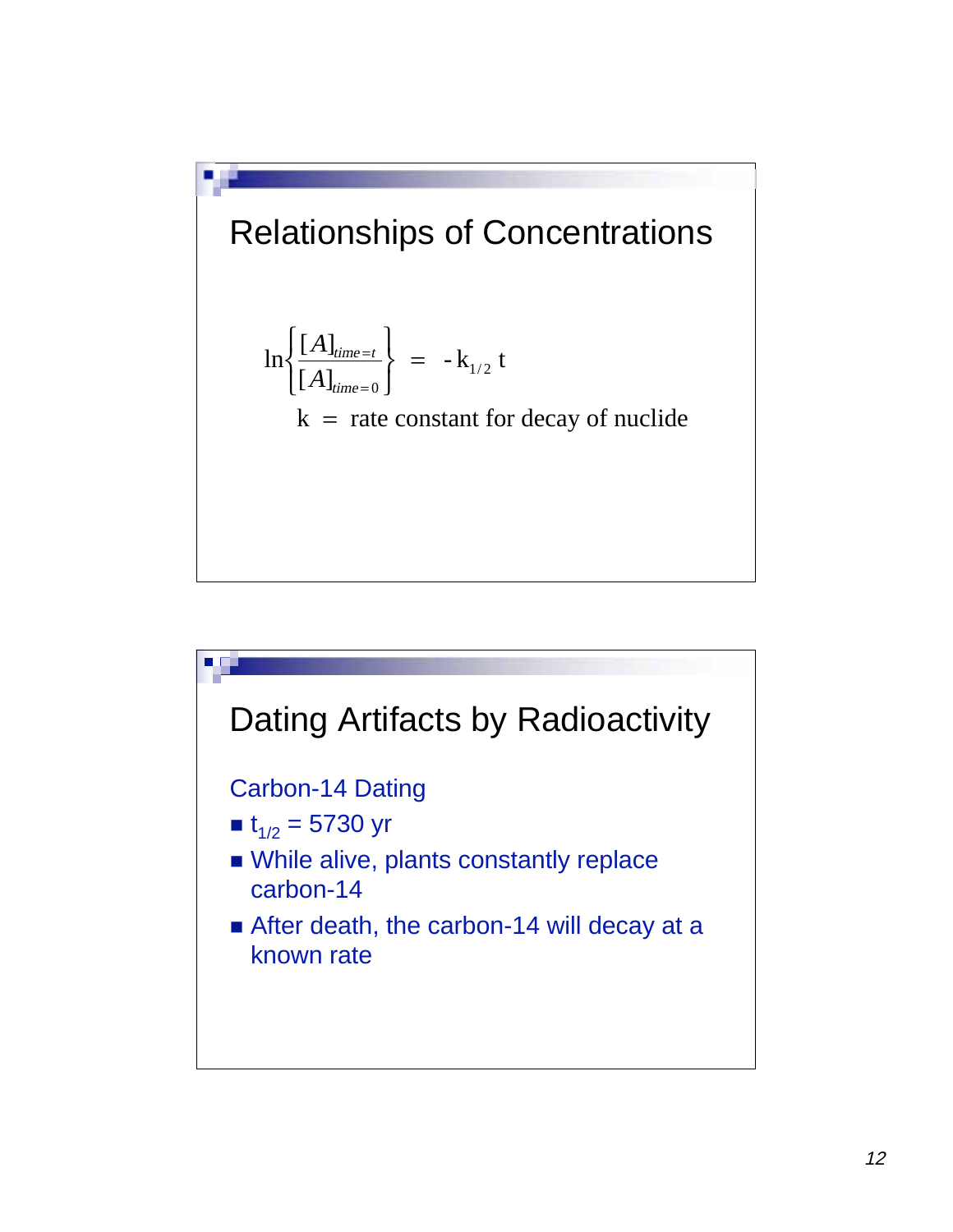## Relationships of Concentrations

$$\ln\left\{\frac{[A]_{time=t}}{[A]_{time=0}}\right\} = -k_{1/2}\, t$$

k = rate constant for decay of nuclide

## Dating Artifacts by Radioactivity

Carbon-14 Dating

- $t_{1/2}$ = 5730 yr
- While alive, plants constantly replace carbon-14
- After death, the carbon-14 will decay at a known rate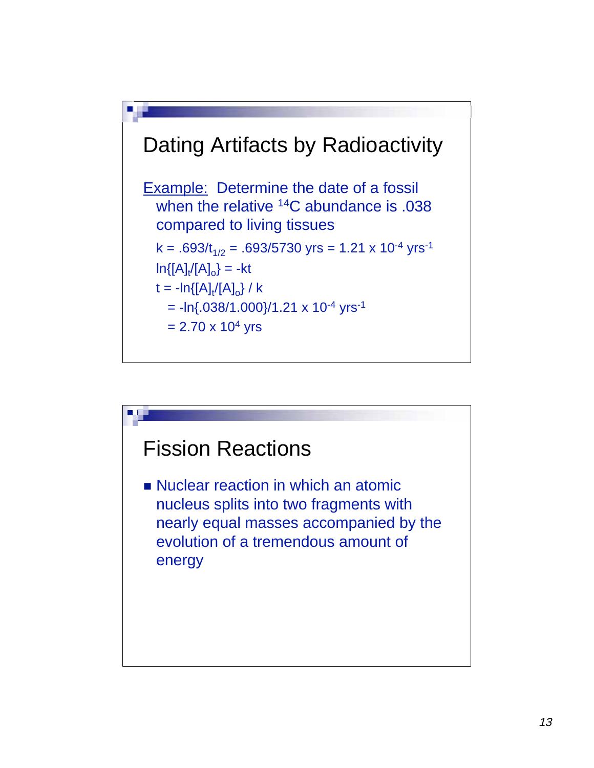## Dating Artifacts by Radioactivity

Example: Determine the date of a fossil when the relative $^{14}C$ abundance is .038 compared to living tissues

$k = .693/t_{1/2} = .693/5730 \text{ yrs} = 1.21 \times 10^{-4} \text{ yrs}^{-1}$

$\ln\{[A]_t/[A]_o\} = -kt$

$t = -\ln\{[A]_t/[A]_o\} / k$

$= -\ln\{.038/1.000\}/1.21 \times 10^{-4} \text{ yrs}^{-1}$

$= 2.70 \times 10^{4} \text{ yrs}$

## Fission Reactions

- Nuclear reaction in which an atomic nucleus splits into two fragments with nearly equal masses accompanied by the evolution of a tremendous amount of energy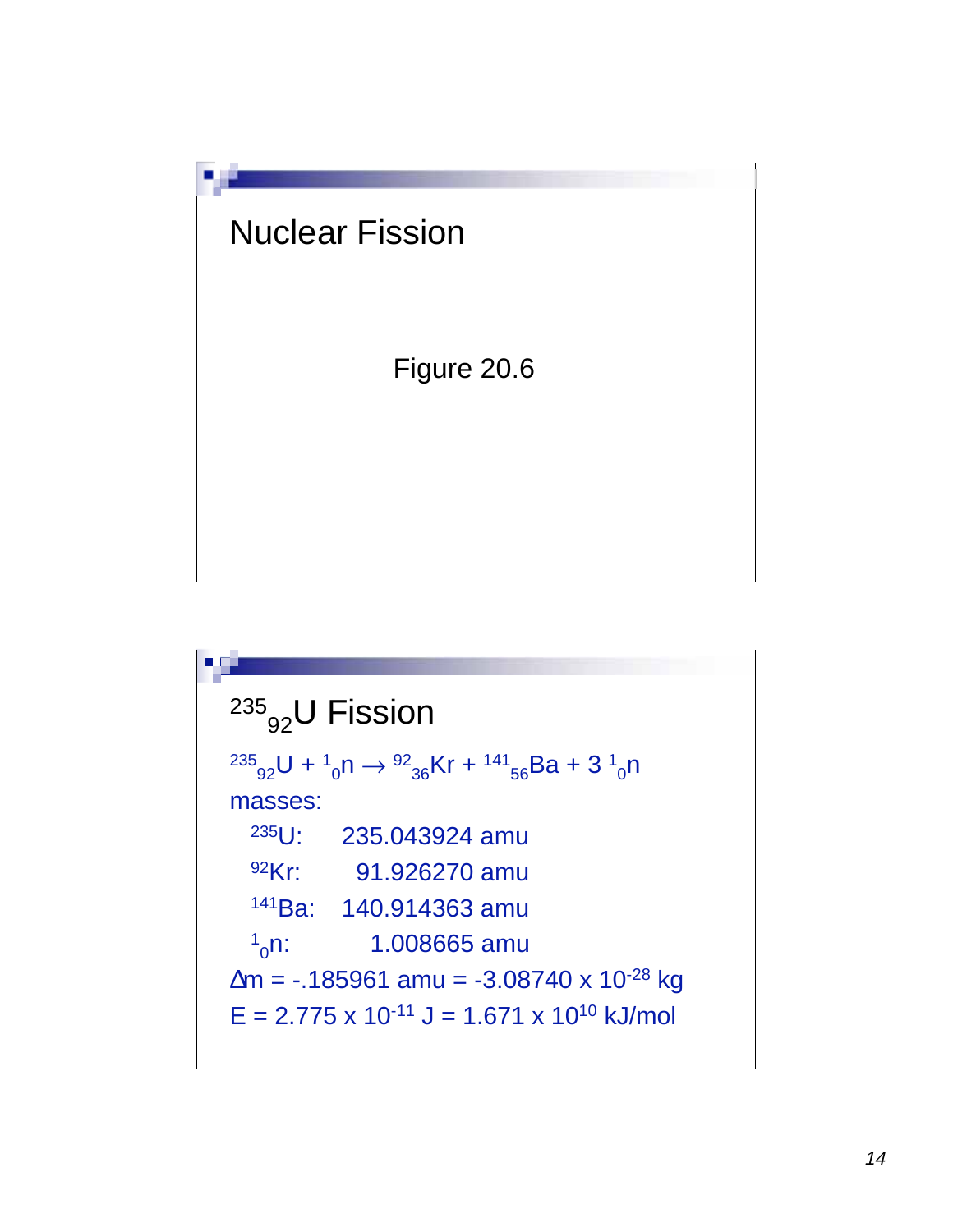## Nuclear Fission

Figure 20.6

## $^{235}_{92}U$ Fission

$^{235}_{92}U + ^{1}_{0}n \rightarrow ^{92}_{36}Kr + ^{141}_{56}Ba + 3\,^{1}_{0}n$

masses:

| | |
|---|---|
| $^{235}U$: | 235.043924 amu |
| $^{92}Kr$: | 91.926270 amu |
| $^{141}Ba$: | 140.914363 amu |
| $^{1}_{0}n$: | 1.008665 amu |

$\Delta m = -.185961$ amu $= -3.08740 \times 10^{-28}$ kg

$E = 2.775 \times 10^{-11}$ J $= 1.671 \times 10^{10}$ kJ/mol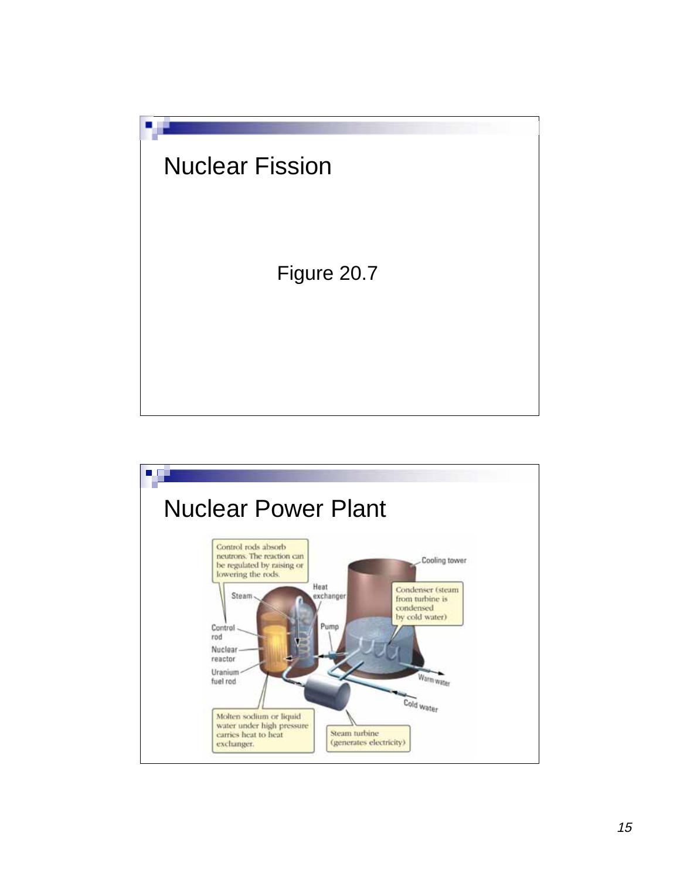## Nuclear Fission

Figure 20.7

## Nuclear Power Plant

Control rods absorb neutrons. The reaction can be regulated by raising or lowering the rods.

Steam

Heat exchanger

Cooling tower

Condenser (steam from turbine is condensed by cold water)

Control rod

Pump

Nuclear reactor

Uranium fuel rod

Warm water

Cold water

Molten sodium or liquid water under high pressure carries heat to heat exchanger.

Steam turbine (generates electricity)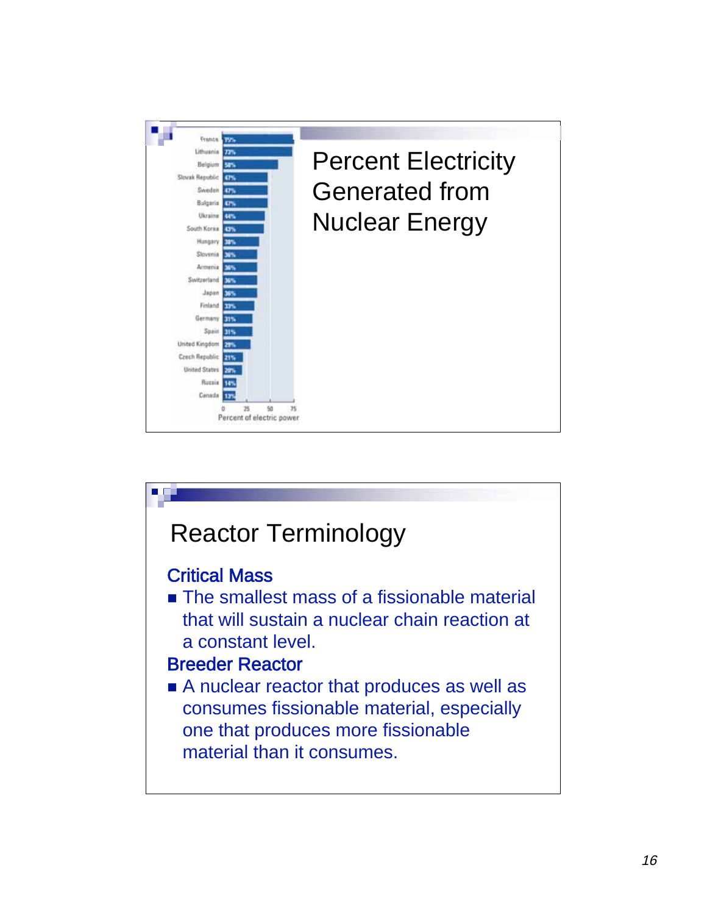## Percent Electricity Generated from Nuclear Energy

| Country | Percent of electric power |
| --- | --- |
| France | 75% |
| Lithuania | 73% |
| Belgium | 58% |
| Slovak Republic | 47% |
| Sweden | 47% |
| Bulgaria | 47% |
| Ukraine | 44% |
| South Korea | 43% |
| Hungary | 38% |
| Slovenia | 36% |
| Armenia | 36% |
| Switzerland | 36% |
| Japan | 36% |
| Finland | 33% |
| Germany | 31% |
| Spain | 31% |
| United Kingdom | 29% |
| Czech Republic | 21% |
| United States | 20% |
| Russia | 14% |
| Canada | 13% |

## Reactor Terminology

**Critical Mass**

- The smallest mass of a fissionable material that will sustain a nuclear chain reaction at a constant level.

**Breeder Reactor**

- A nuclear reactor that produces as well as consumes fissionable material, especially one that produces more fissionable material than it consumes.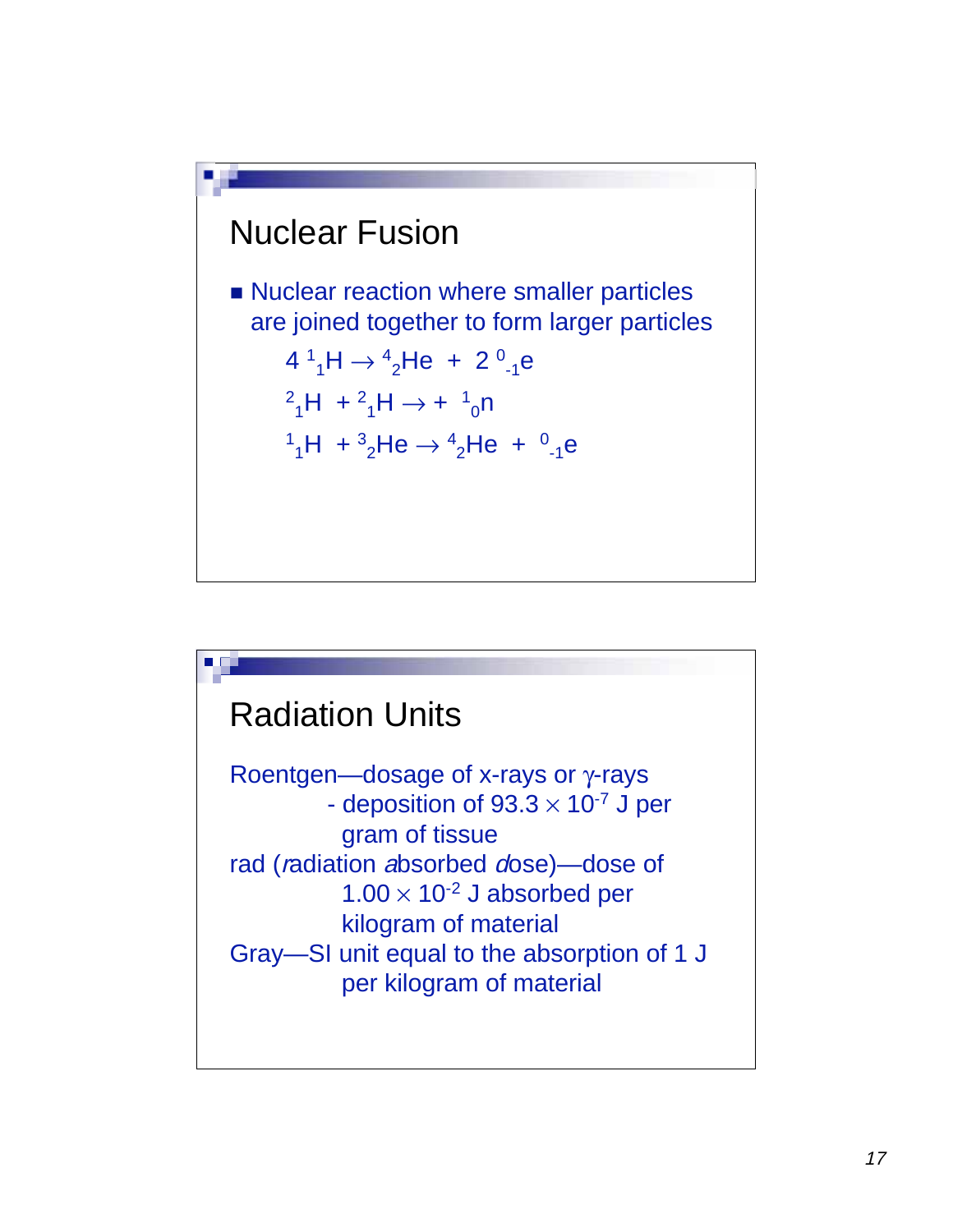## Nuclear Fusion

- Nuclear reaction where smaller particles are joined together to form larger particles

$$4\,{}^{1}_{1}H \rightarrow {}^{4}_{2}He + 2\,{}^{0}_{-1}e$$

$${}^{2}_{1}H + {}^{2}_{1}H \rightarrow + {}^{1}_{0}n$$

$${}^{1}_{1}H + {}^{3}_{2}He \rightarrow {}^{4}_{2}He + {}^{0}_{-1}e$$

## Radiation Units

Roentgen—dosage of x-rays or $\gamma$-rays

- deposition of $93.3 \times 10^{-7}$ J per gram of tissue

rad (*r*adiation *a*bsorbed *d*ose)—dose of $1.00 \times 10^{-2}$ J absorbed per kilogram of material

Gray—SI unit equal to the absorption of 1 J per kilogram of material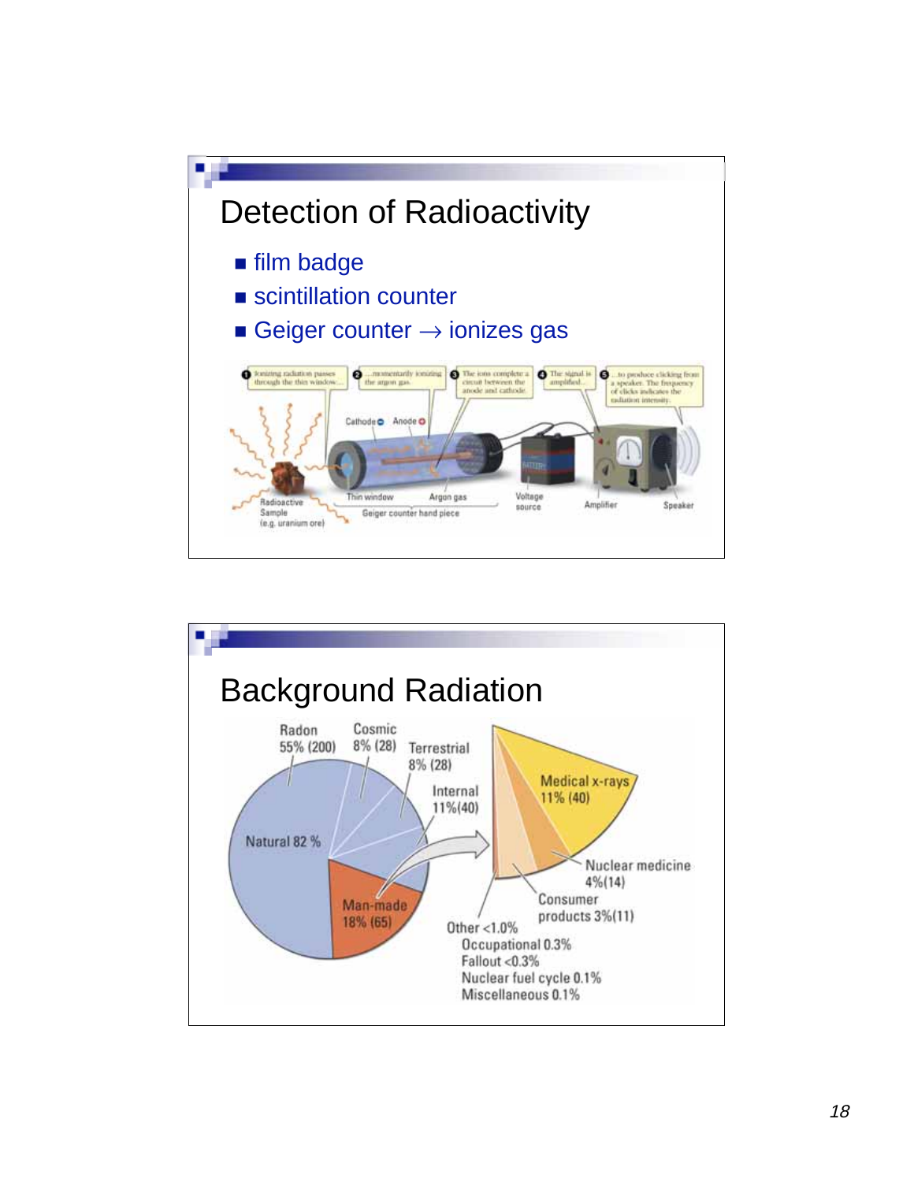## Detection of Radioactivity

- film badge
- scintillation counter
- Geiger counter → ionizes gas

## Background Radiation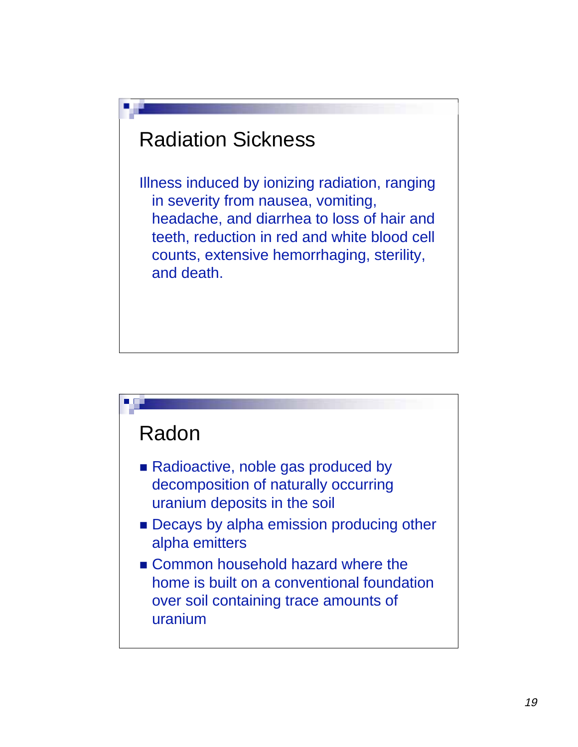## Radiation Sickness

Illness induced by ionizing radiation, ranging in severity from nausea, vomiting, headache, and diarrhea to loss of hair and teeth, reduction in red and white blood cell counts, extensive hemorrhaging, sterility, and death.

## Radon

- Radioactive, noble gas produced by decomposition of naturally occurring uranium deposits in the soil
- Decays by alpha emission producing other alpha emitters
- Common household hazard where the home is built on a conventional foundation over soil containing trace amounts of uranium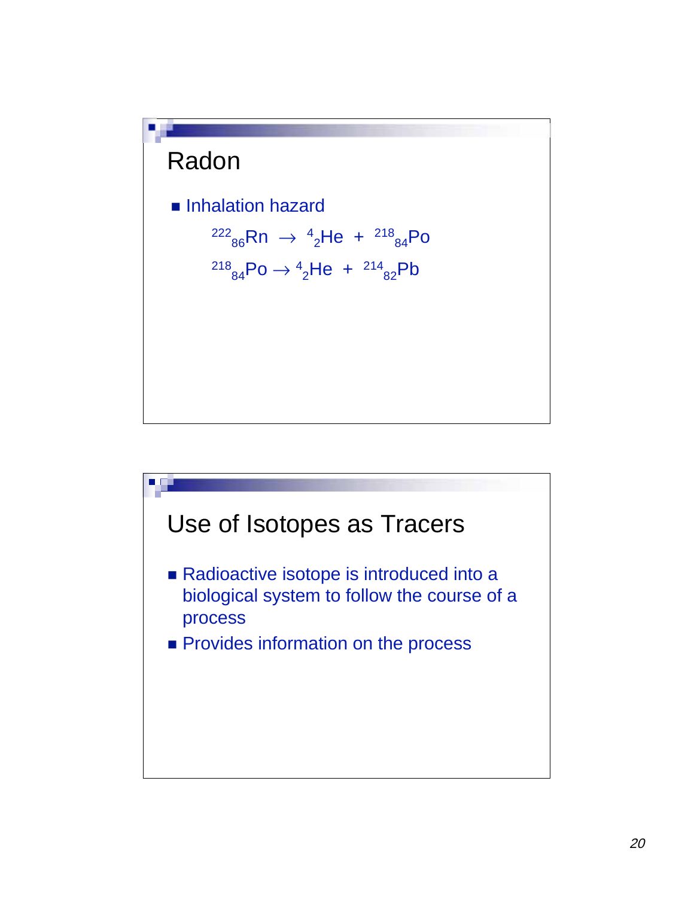## Radon

- Inhalation hazard

$$^{222}_{86}\text{Rn} \rightarrow {}^{4}_{2}\text{He} + {}^{218}_{84}\text{Po}$$

$$^{218}_{84}\text{Po} \rightarrow {}^{4}_{2}\text{He} + {}^{214}_{82}\text{Pb}$$

## Use of Isotopes as Tracers

- Radioactive isotope is introduced into a biological system to follow the course of a process
- Provides information on the process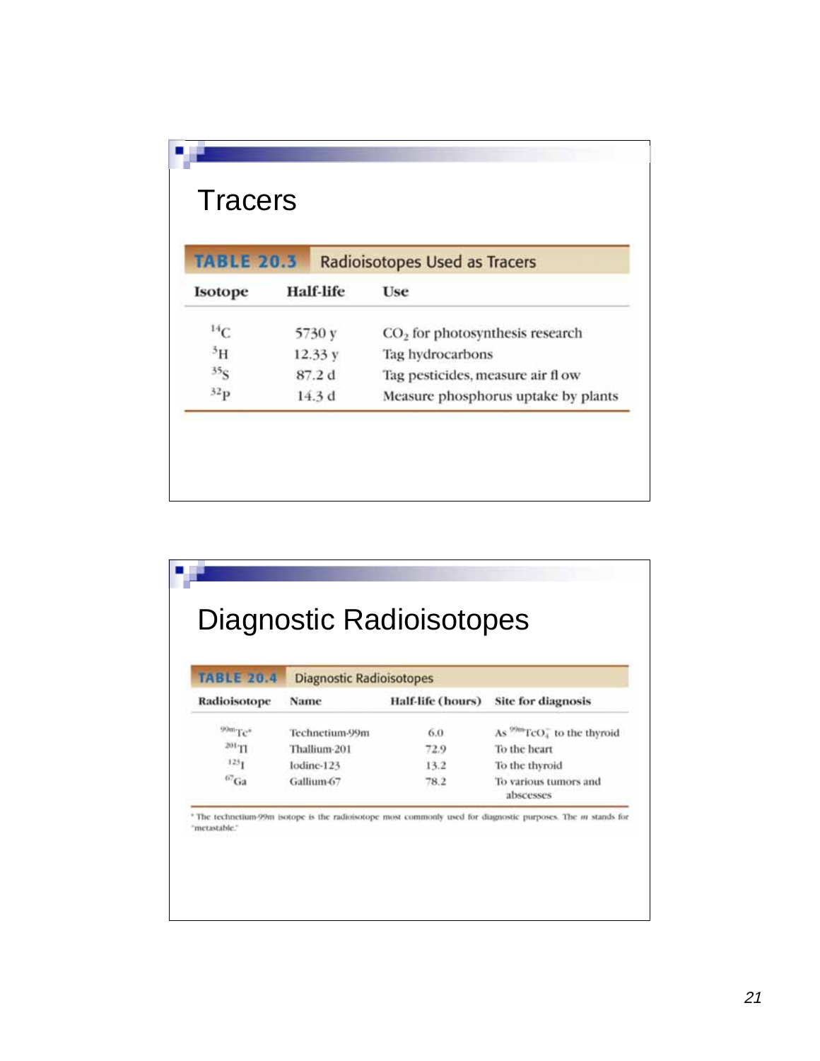# Tracers

**TABLE 20.3** Radioisotopes Used as Tracers

| Isotope | Half-life | Use |
|---|---|---|
| $^{14}C$ | 5730 y | $CO_2$ for photosynthesis research |
| $^{3}H$ | 12.33 y | Tag hydrocarbons |
| $^{35}S$ | 87.2 d | Tag pesticides, measure air fl ow |
| $^{32}P$ | 14.3 d | Measure phosphorus uptake by plants |

# Diagnostic Radioisotopes

**TABLE 20.4** Diagnostic Radioisotopes

| Radioisotope | Name | Half-life (hours) | Site for diagnosis |
|---|---|---|---|
| $^{99m}Tc$* | Technetium-99m | 6.0 | As $^{99m}TcO_4^-$ to the thyroid |
| $^{201}Tl$ | Thallium-201 | 72.9 | To the heart |
| $^{123}I$ | Iodine-123 | 13.2 | To the thyroid |
| $^{67}Ga$ | Gallium-67 | 78.2 | To various tumors and abscesses |

* The technetium-99m isotope is the radioisotope most commonly used for diagnostic purposes. The *m* stands for "metastable."